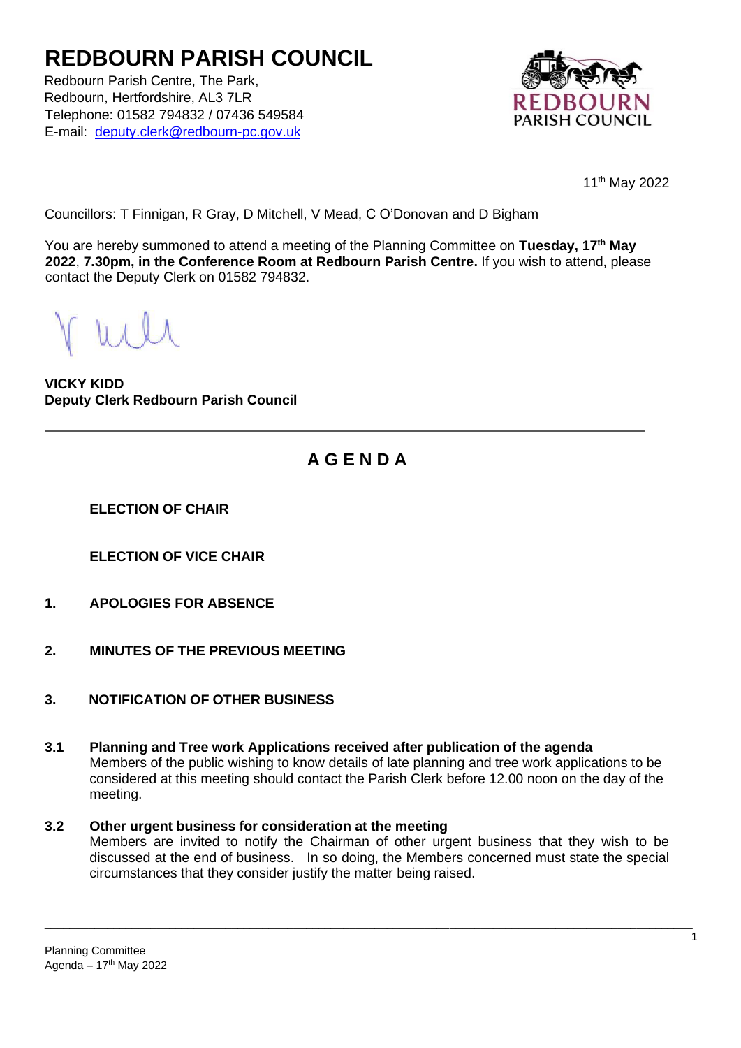# REDBOURN PARISH COUNCIL

Redbourn Parish Centre, The Park,
Redbourn, Hertfordshire, AL3 7LR
Telephone: 01582 794832 / 07436 549584
E-mail: deputy.clerk@redbourn-pc.gov.uk

11th May 2022

Councillors: T Finnigan, R Gray, D Mitchell, V Mead, C O'Donovan and D Bigham

You are hereby summoned to attend a meeting of the Planning Committee on **Tuesday, 17th May 2022**, **7.30pm, in the Conference Room at Redbourn Parish Centre.** If you wish to attend, please contact the Deputy Clerk on 01582 794832.

**VICKY KIDD**
**Deputy Clerk Redbourn Parish Council**

---

## A G E N D A

**ELECTION OF CHAIR**

**ELECTION OF VICE CHAIR**

**1. APOLOGIES FOR ABSENCE**

**2. MINUTES OF THE PREVIOUS MEETING**

**3. NOTIFICATION OF OTHER BUSINESS**

**3.1 Planning and Tree work Applications received after publication of the agenda**
Members of the public wishing to know details of late planning and tree work applications to be considered at this meeting should contact the Parish Clerk before 12.00 noon on the day of the meeting.

**3.2 Other urgent business for consideration at the meeting**
Members are invited to notify the Chairman of other urgent business that they wish to be discussed at the end of business. In so doing, the Members concerned must state the special circumstances that they consider justify the matter being raised.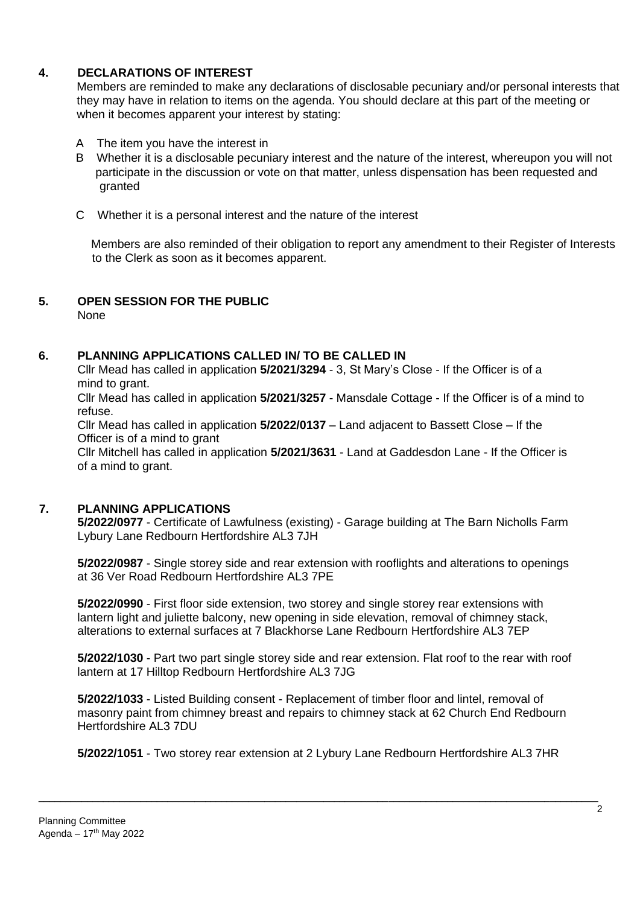## 4. DECLARATIONS OF INTEREST

Members are reminded to make any declarations of disclosable pecuniary and/or personal interests that they may have in relation to items on the agenda. You should declare at this part of the meeting or when it becomes apparent your interest by stating:

- A The item you have the interest in
- B Whether it is a disclosable pecuniary interest and the nature of the interest, whereupon you will not participate in the discussion or vote on that matter, unless dispensation has been requested and granted
- C Whether it is a personal interest and the nature of the interest

Members are also reminded of their obligation to report any amendment to their Register of Interests to the Clerk as soon as it becomes apparent.

## 5. OPEN SESSION FOR THE PUBLIC

None

## 6. PLANNING APPLICATIONS CALLED IN/ TO BE CALLED IN

Cllr Mead has called in application **5/2021/3294** - 3, St Mary's Close - If the Officer is of a mind to grant.

Cllr Mead has called in application **5/2021/3257** - Mansdale Cottage - If the Officer is of a mind to refuse.

Cllr Mead has called in application **5/2022/0137** – Land adjacent to Bassett Close – If the Officer is of a mind to grant

Cllr Mitchell has called in application **5/2021/3631** - Land at Gaddesdon Lane - If the Officer is of a mind to grant.

## 7. PLANNING APPLICATIONS

**5/2022/0977** - Certificate of Lawfulness (existing) - Garage building at The Barn Nicholls Farm Lybury Lane Redbourn Hertfordshire AL3 7JH

**5/2022/0987** - Single storey side and rear extension with rooflights and alterations to openings at 36 Ver Road Redbourn Hertfordshire AL3 7PE

**5/2022/0990** - First floor side extension, two storey and single storey rear extensions with lantern light and juliette balcony, new opening in side elevation, removal of chimney stack, alterations to external surfaces at 7 Blackhorse Lane Redbourn Hertfordshire AL3 7EP

**5/2022/1030** - Part two part single storey side and rear extension. Flat roof to the rear with roof lantern at 17 Hilltop Redbourn Hertfordshire AL3 7JG

**5/2022/1033** - Listed Building consent - Replacement of timber floor and lintel, removal of masonry paint from chimney breast and repairs to chimney stack at 62 Church End Redbourn Hertfordshire AL3 7DU

**5/2022/1051** - Two storey rear extension at 2 Lybury Lane Redbourn Hertfordshire AL3 7HR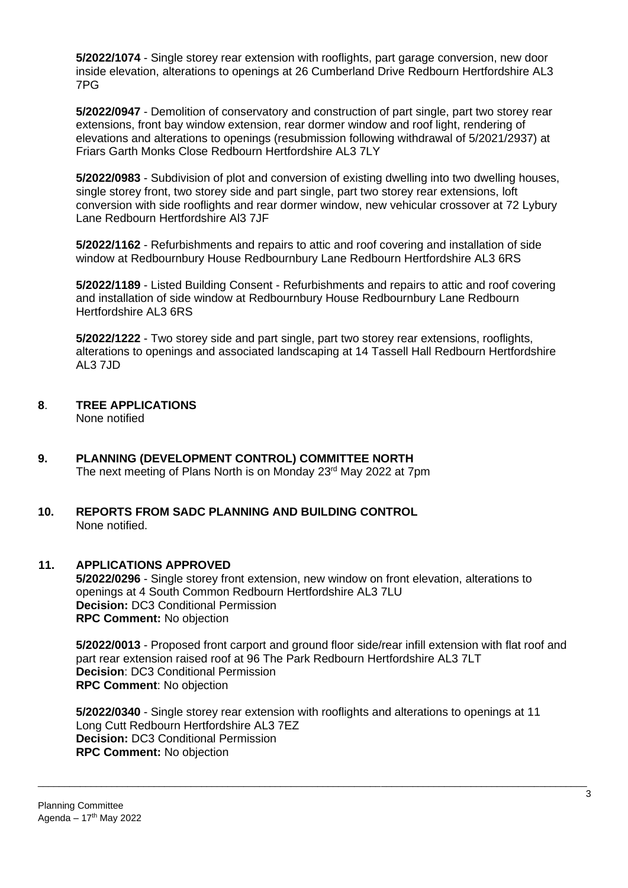**5/2022/1074** - Single storey rear extension with rooflights, part garage conversion, new door inside elevation, alterations to openings at 26 Cumberland Drive Redbourn Hertfordshire AL3 7PG

**5/2022/0947** - Demolition of conservatory and construction of part single, part two storey rear extensions, front bay window extension, rear dormer window and roof light, rendering of elevations and alterations to openings (resubmission following withdrawal of 5/2021/2937) at Friars Garth Monks Close Redbourn Hertfordshire AL3 7LY

**5/2022/0983** - Subdivision of plot and conversion of existing dwelling into two dwelling houses, single storey front, two storey side and part single, part two storey rear extensions, loft conversion with side rooflights and rear dormer window, new vehicular crossover at 72 Lybury Lane Redbourn Hertfordshire Al3 7JF

**5/2022/1162** - Refurbishments and repairs to attic and roof covering and installation of side window at Redbournbury House Redbournbury Lane Redbourn Hertfordshire AL3 6RS

**5/2022/1189** - Listed Building Consent - Refurbishments and repairs to attic and roof covering and installation of side window at Redbournbury House Redbournbury Lane Redbourn Hertfordshire AL3 6RS

**5/2022/1222** - Two storey side and part single, part two storey rear extensions, rooflights, alterations to openings and associated landscaping at 14 Tassell Hall Redbourn Hertfordshire AL3 7JD

## 8. TREE APPLICATIONS

None notified

## 9. PLANNING (DEVELOPMENT CONTROL) COMMITTEE NORTH

The next meeting of Plans North is on Monday 23rd May 2022 at 7pm

## 10. REPORTS FROM SADC PLANNING AND BUILDING CONTROL

None notified.

## 11. APPLICATIONS APPROVED

**5/2022/0296** - Single storey front extension, new window on front elevation, alterations to openings at 4 South Common Redbourn Hertfordshire AL3 7LU
**Decision:** DC3 Conditional Permission
**RPC Comment:** No objection

**5/2022/0013** - Proposed front carport and ground floor side/rear infill extension with flat roof and part rear extension raised roof at 96 The Park Redbourn Hertfordshire AL3 7LT
**Decision**: DC3 Conditional Permission
**RPC Comment**: No objection

**5/2022/0340** - Single storey rear extension with rooflights and alterations to openings at 11 Long Cutt Redbourn Hertfordshire AL3 7EZ
**Decision:** DC3 Conditional Permission
**RPC Comment:** No objection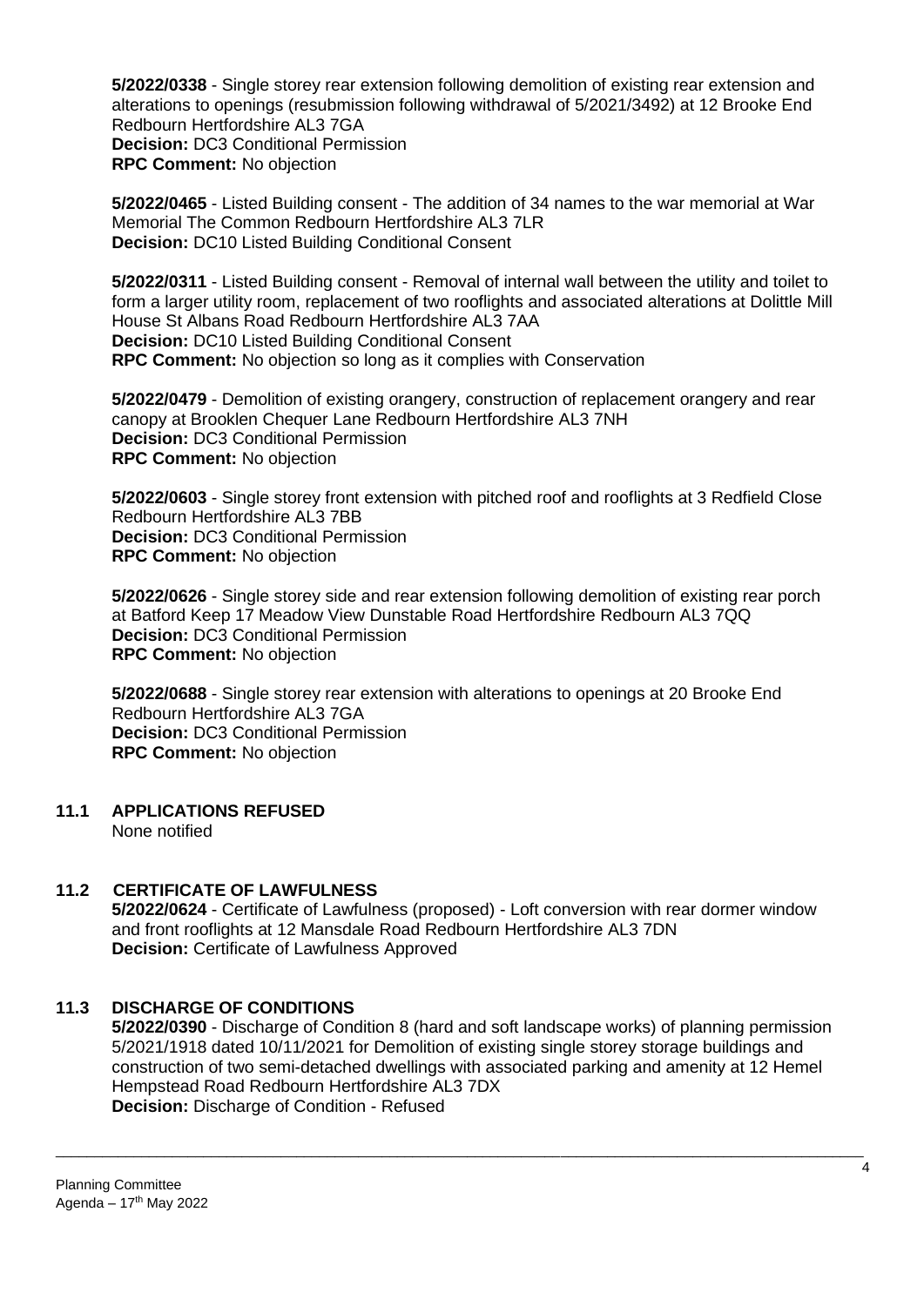**5/2022/0338** - Single storey rear extension following demolition of existing rear extension and alterations to openings (resubmission following withdrawal of 5/2021/3492) at 12 Brooke End Redbourn Hertfordshire AL3 7GA
**Decision:** DC3 Conditional Permission
**RPC Comment:** No objection

**5/2022/0465** - Listed Building consent - The addition of 34 names to the war memorial at War Memorial The Common Redbourn Hertfordshire AL3 7LR
**Decision:** DC10 Listed Building Conditional Consent

**5/2022/0311** - Listed Building consent - Removal of internal wall between the utility and toilet to form a larger utility room, replacement of two rooflights and associated alterations at Dolittle Mill House St Albans Road Redbourn Hertfordshire AL3 7AA
**Decision:** DC10 Listed Building Conditional Consent
**RPC Comment:** No objection so long as it complies with Conservation

**5/2022/0479** - Demolition of existing orangery, construction of replacement orangery and rear canopy at Brooklen Chequer Lane Redbourn Hertfordshire AL3 7NH
**Decision:** DC3 Conditional Permission
**RPC Comment:** No objection

**5/2022/0603** - Single storey front extension with pitched roof and rooflights at 3 Redfield Close Redbourn Hertfordshire AL3 7BB
**Decision:** DC3 Conditional Permission
**RPC Comment:** No objection

**5/2022/0626** - Single storey side and rear extension following demolition of existing rear porch at Batford Keep 17 Meadow View Dunstable Road Hertfordshire Redbourn AL3 7QQ
**Decision:** DC3 Conditional Permission
**RPC Comment:** No objection

**5/2022/0688** - Single storey rear extension with alterations to openings at 20 Brooke End Redbourn Hertfordshire AL3 7GA
**Decision:** DC3 Conditional Permission
**RPC Comment:** No objection

## 11.1 APPLICATIONS REFUSED

None notified

## 11.2 CERTIFICATE OF LAWFULNESS

**5/2022/0624** - Certificate of Lawfulness (proposed) - Loft conversion with rear dormer window and front rooflights at 12 Mansdale Road Redbourn Hertfordshire AL3 7DN
**Decision:** Certificate of Lawfulness Approved

## 11.3 DISCHARGE OF CONDITIONS

**5/2022/0390** - Discharge of Condition 8 (hard and soft landscape works) of planning permission 5/2021/1918 dated 10/11/2021 for Demolition of existing single storey storage buildings and construction of two semi-detached dwellings with associated parking and amenity at 12 Hemel Hempstead Road Redbourn Hertfordshire AL3 7DX
**Decision:** Discharge of Condition - Refused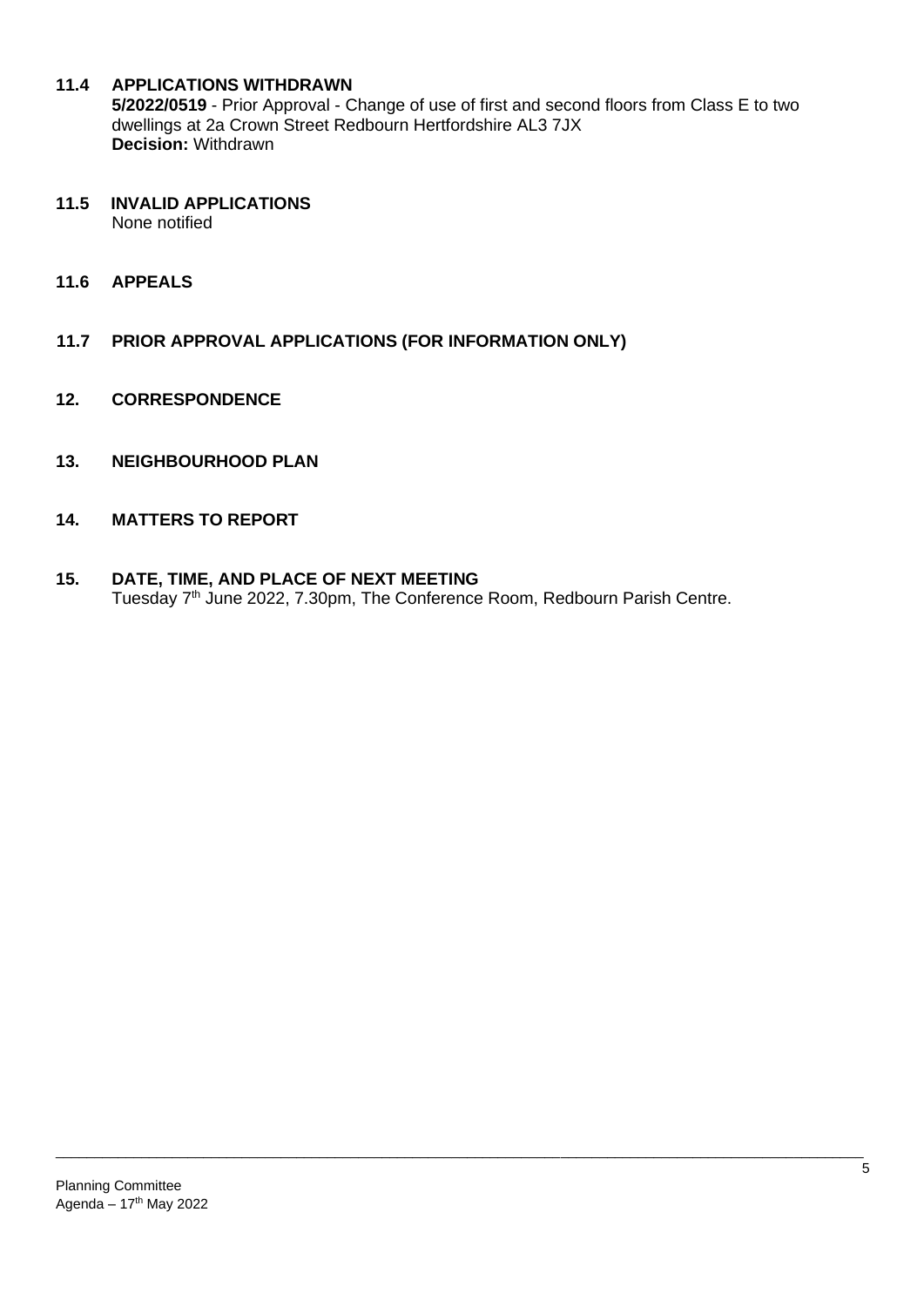**11.4 APPLICATIONS WITHDRAWN**

**5/2022/0519** - Prior Approval - Change of use of first and second floors from Class E to two dwellings at 2a Crown Street Redbourn Hertfordshire AL3 7JX
**Decision:** Withdrawn

**11.5 INVALID APPLICATIONS**

None notified

**11.6 APPEALS**

**11.7 PRIOR APPROVAL APPLICATIONS (FOR INFORMATION ONLY)**

## 12. CORRESPONDENCE

## 13. NEIGHBOURHOOD PLAN

## 14. MATTERS TO REPORT

## 15. DATE, TIME, AND PLACE OF NEXT MEETING

Tuesday 7th June 2022, 7.30pm, The Conference Room, Redbourn Parish Centre.